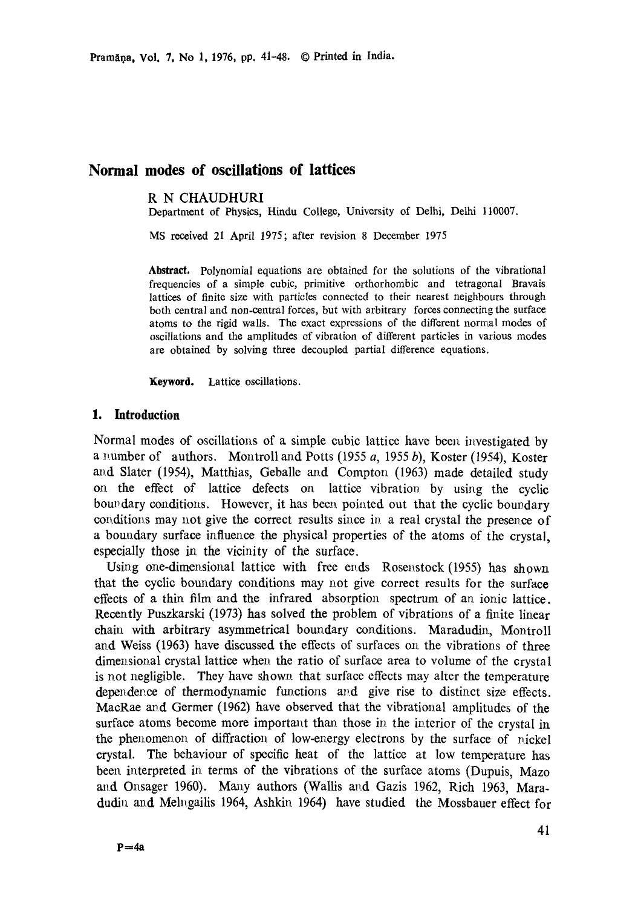# Normal modes of oscillations of lattices

R N CHAUDHURI

Department of Physics, Hindu College, University of Delhi, Delhi 110007.

MS received 21 April 1975; after revision 8 December 1975

**Abstract.** Polynomial equations are obtained for the solutions of the vibrational frequencies of a simple cubic, primitive orthorhombic and tetragonal Bravais lattices of finite size with particles connected to their nearest neighbours through both central and non-central forces, but with arbitrary forces connecting the surface atoms to the rigid walls. The exact expressions of the different normal modes of oscillations and the amplitudes of vibration of different particles in various modes are obtained by solving three decoupled partial difference equations.

**Keyword.** Lattice oscillations.

## 1. Introduction

Normal modes of oscillations of a simple cubic lattice have been investigated by a number of authors. Montroll and Potts (1955 *a*, 1955 *b*), Koster (1954), Koster and Slater (1954), Matthias, Geballe and Compton (1963) made detailed study on the effect of lattice defects on lattice vibration by using the cyclic boundary conditions. However, it has been pointed out that the cyclic boundary conditions may not give the correct results since in a real crystal the presence of a boundary surface influence the physical properties of the atoms of the crystal, especially those in the vicinity of the surface.

Using one-dimensional lattice with free ends Rosenstock (1955) has shown that the cyclic boundary conditions may not give correct results for the surface effects of a thin film and the infrared absorption spectrum of an ionic lattice. Recently Puszkarski (1973) has solved the problem of vibrations of a finite linear chain with arbitrary asymmetrical boundary conditions. Maradudin, Montroll and Weiss (1963) have discussed the effects of surfaces on the vibrations of three dimensional crystal lattice when the ratio of surface area to volume of the crystal is not negligible. They have shown that surface effects may alter the temperature dependence of thermodynamic functions and give rise to distinct size effects. MacRae and Germer (1962) have observed that the vibrational amplitudes of the surface atoms become more important than those in the interior of the crystal in the phenomenon of diffraction of low-energy electrons by the surface of nickel crystal. The behaviour of specific heat of the lattice at low temperature has been interpreted in terms of the vibrations of the surface atoms (Dupuis, Mazo and Onsager 1960). Many authors (Wallis and Gazis 1962, Rich 1963, Maradudin and Melngailis 1964, Ashkin 1964) have studied the Mossbauer effect for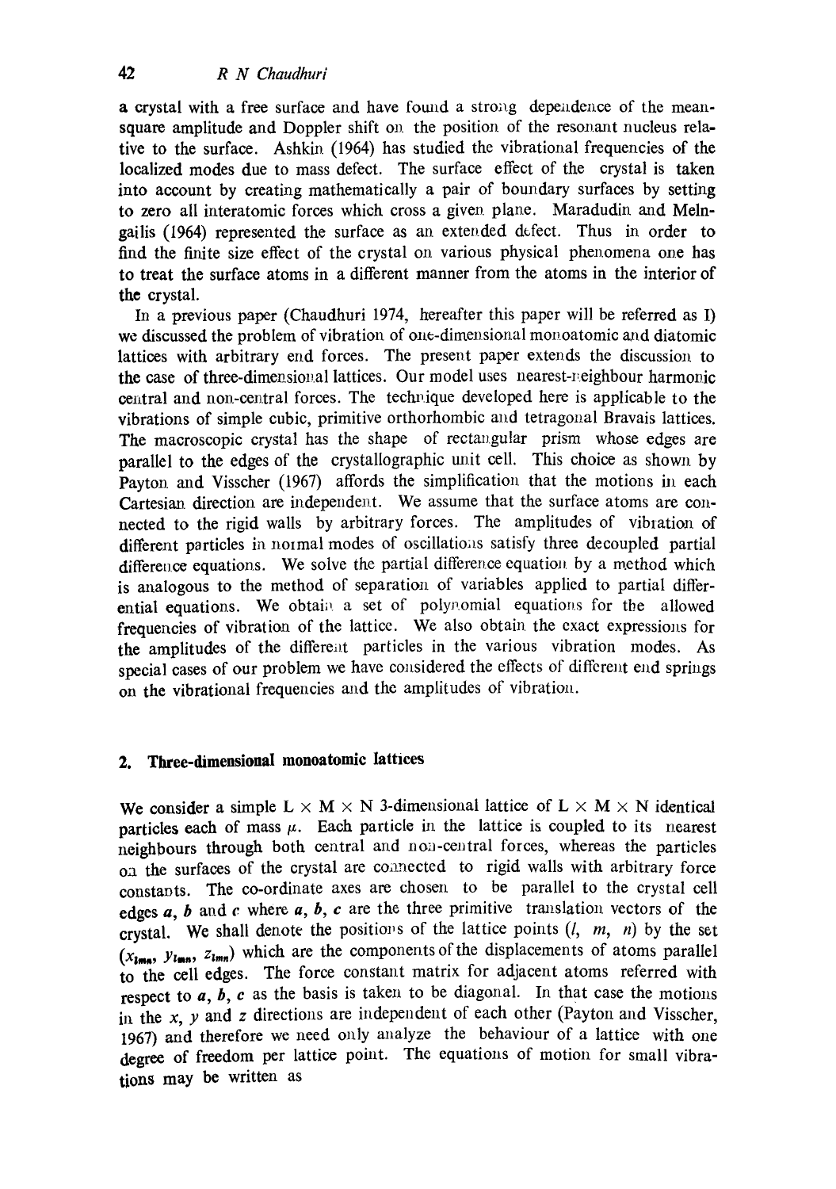a crystal with a free surface and have found a strong dependence of the mean-square amplitude and Doppler shift on the position of the resonant nucleus relative to the surface. Ashkin (1964) has studied the vibrational frequencies of the localized modes due to mass defect. The surface effect of the crystal is taken into account by creating mathematically a pair of boundary surfaces by setting to zero all interatomic forces which cross a given plane. Maradudin and Melngailis (1964) represented the surface as an extended defect. Thus in order to find the finite size effect of the crystal on various physical phenomena one has to treat the surface atoms in a different manner from the atoms in the interior of the crystal.

In a previous paper (Chaudhuri 1974, hereafter this paper will be referred as I) we discussed the problem of vibration of one-dimensional monoatomic and diatomic lattices with arbitrary end forces. The present paper extends the discussion to the case of three-dimensional lattices. Our model uses nearest-neighbour harmonic central and non-central forces. The technique developed here is applicable to the vibrations of simple cubic, primitive orthorhombic and tetragonal Bravais lattices. The macroscopic crystal has the shape of rectangular prism whose edges are parallel to the edges of the crystallographic unit cell. This choice as shown by Payton and Visscher (1967) affords the simplification that the motions in each Cartesian direction are independent. We assume that the surface atoms are connected to the rigid walls by arbitrary forces. The amplitudes of vibration of different particles in normal modes of oscillations satisfy three decoupled partial difference equations. We solve the partial difference equation by a method which is analogous to the method of separation of variables applied to partial differential equations. We obtain a set of polynomial equations for the allowed frequencies of vibration of the lattice. We also obtain the exact expressions for the amplitudes of the different particles in the various vibration modes. As special cases of our problem we have considered the effects of different end springs on the vibrational frequencies and the amplitudes of vibration.

## 2. Three-dimensional monoatomic lattices

We consider a simple $L \times M \times N$ 3-dimensional lattice of $L \times M \times N$ identical particles each of mass $\mu$. Each particle in the lattice is coupled to its nearest neighbours through both central and non-central forces, whereas the particles on the surfaces of the crystal are connected to rigid walls with arbitrary force constants. The co-ordinate axes are chosen to be parallel to the crystal cell edges $\boldsymbol{a}$, $\boldsymbol{b}$ and $\boldsymbol{c}$ where $\boldsymbol{a}$, $\boldsymbol{b}$, $\boldsymbol{c}$ are the three primitive translation vectors of the crystal. We shall denote the positions of the lattice points $(l, m, n)$ by the set $(x_{lmn}, y_{lmn}, z_{lmn})$ which are the components of the displacements of atoms parallel to the cell edges. The force constant matrix for adjacent atoms referred with respect to $\boldsymbol{a}$, $\boldsymbol{b}$, $\boldsymbol{c}$ as the basis is taken to be diagonal. In that case the motions in the $x$, $y$ and $z$ directions are independent of each other (Payton and Visscher, 1967) and therefore we need only analyze the behaviour of a lattice with one degree of freedom per lattice point. The equations of motion for small vibrations may be written as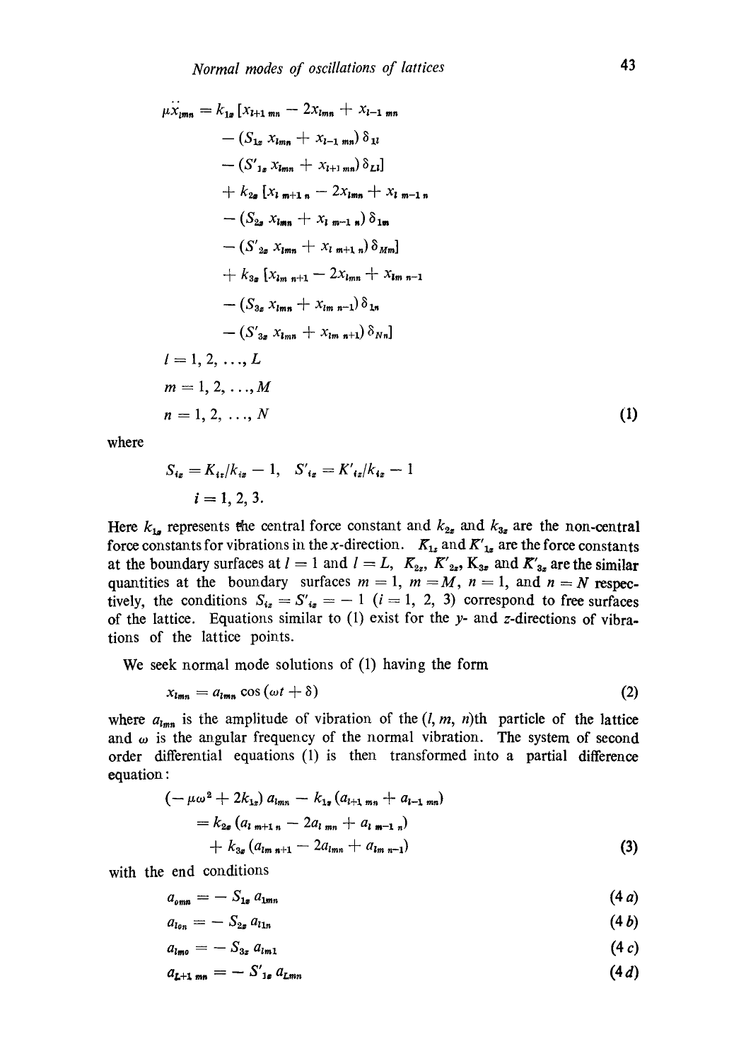$$
\begin{aligned}
\mu \ddot{x}_{lmn} = {} & k_{1x} [x_{l+1\,mn} - 2x_{lmn} + x_{l-1\,mn} \\
& - (S_{1x}\, x_{lmn} + x_{l-1\,mn})\, \delta_{1l} \\
& - (S'_{1x}\, x_{lmn} + x_{l+1\,mn})\, \delta_{Ll}] \\
& + k_{2x} [x_{l\,m+1\,n} - 2x_{lmn} + x_{l\,m-1\,n} \\
& - (S_{2x}\, x_{lmn} + x_{l\,m-1\,n})\, \delta_{1m} \\
& - (S'_{2x}\, x_{lmn} + x_{l\,m+1\,n})\, \delta_{Mm}] \\
& + k_{3x} [x_{lm\,n+1} - 2x_{lmn} + x_{lm\,n-1} \\
& - (S_{3x}\, x_{lmn} + x_{lm\,n-1})\, \delta_{1n} \\
& - (S'_{3x}\, x_{lmn} + x_{lm\,n+1})\, \delta_{Nn}] \\
l = {} & 1, 2, \ldots, L \\
m = {} & 1, 2, \ldots, M \\
n = {} & 1, 2, \ldots, N
\end{aligned}
\tag{1}
$$

where

$$
S_{ix} = K_{ix}/k_{ix} - 1, \quad S'_{ix} = K'_{ix}/k_{ix} - 1
$$
$$
i = 1, 2, 3.
$$

Here $k_{1x}$ represents the central force constant and $k_{2x}$ and $k_{3x}$ are the non-central force constants for vibrations in the $x$-direction. $K_{1x}$ and $K'_{1x}$ are the force constants at the boundary surfaces at $l = 1$ and $l = L$, $K_{2x}$, $K'_{2x}$, $K_{3x}$ and $K'_{3x}$ are the similar quantities at the boundary surfaces $m = 1$, $m = M$, $n = 1$, and $n = N$ respectively, the conditions $S_{ix} = S'_{ix} = -1$ ($i = 1, 2, 3$) correspond to free surfaces of the lattice. Equations similar to (1) exist for the $y$- and $z$-directions of vibrations of the lattice points.

We seek normal mode solutions of (1) having the form

$$
x_{lmn} = a_{lmn} \cos(\omega t + \delta) \tag{2}
$$

where $a_{lmn}$ is the amplitude of vibration of the $(l, m, n)$th particle of the lattice and $\omega$ is the angular frequency of the normal vibration. The system of second order differential equations (1) is then transformed into a partial difference equation:

$$
\begin{aligned}
(-\mu\omega^2 + 2k_{1x})\, a_{lmn} - k_{1x}\,(a_{l+1\,mn} + a_{l-1\,mn}) \\
= k_{2x}\,(a_{l\,m+1\,n} - 2a_{l\,mn} + a_{l\,m-1\,n}) \\
+ k_{3x}\,(a_{lm\,n+1} - 2a_{lmn} + a_{lm\,n-1})
\end{aligned}
\tag{3}
$$

with the end conditions

$$
a_{omn} = -S_{1x}\, a_{1mn} \tag{4 a}
$$
$$
a_{lon} = -S_{2x}\, a_{l1n} \tag{4 b}
$$
$$
a_{lmo} = -S_{3x}\, a_{lm1} \tag{4 c}
$$
$$
a_{L+1\,mn} = -S'_{1x}\, a_{Lmn} \tag{4 d}
$$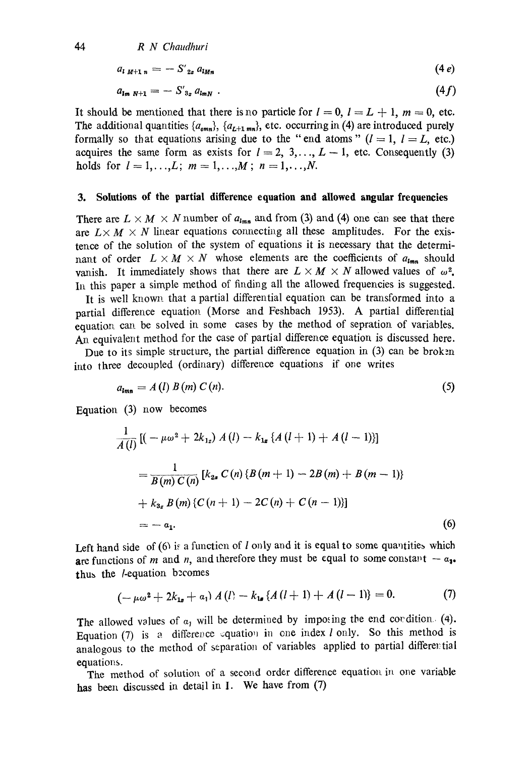$$a_{l\,M+1\,n} = -S'_{2z}\,a_{lMn} \tag{4e}$$

$$a_{lm\,N+1} = -S'_{3z}\,a_{lmN}\,. \tag{4f}$$

It should be mentioned that there is no particle for $l = 0$, $l = L + 1$, $m = 0$, etc. The additional quantities $\{a_{omn}\}$, $\{a_{L+1\,mn}\}$, etc. occurring in (4) are introduced purely formally so that equations arising due to the "end atoms" ($l = 1$, $l = L$, etc.) acquires the same form as exists for $l = 2, 3, \ldots, L - 1$, etc. Consequently (3) holds for $l = 1, \ldots, L$; $m = 1, \ldots, M$; $n = 1, \ldots, N$.

## 3. Solutions of the partial difference equation and allowed angular frequencies

There are $L \times M \times N$ number of $a_{lmn}$ and from (3) and (4) one can see that there are $L \times M \times N$ linear equations connecting all these amplitudes. For the existence of the solution of the system of equations it is necessary that the determinant of order $L \times M \times N$ whose elements are the coefficients of $a_{lmn}$ should vanish. It immediately shows that there are $L \times M \times N$ allowed values of $\omega^2$. In this paper a simple method of finding all the allowed frequencies is suggested.

It is well known that a partial differential equation can be transformed into a partial difference equation (Morse and Feshbach 1953). A partial differential equation can be solved in some cases by the method of sepration of variables. An equivalent method for the case of partial difference equation is discussed here.

Due to its simple structure, the partial difference equation in (3) can be broken into three decoupled (ordinary) difference equations if one writes

$$a_{lmn} = A(l)\,B(m)\,C(n). \tag{5}$$

Equation (3) now becomes

$$\begin{aligned}
&\frac{1}{A(l)}\left[(-\mu\omega^2 + 2k_{1z})\,A(l) - k_{1z}\{A(l+1) + A(l-1)\}\right] \\
&= \frac{1}{B(m)\,C(n)}\left[k_{2z}\,C(n)\{B(m+1) - 2B(m) + B(m-1)\}\right. \\
&\left. + k_{3z}\,B(m)\{C(n+1) - 2C(n) + C(n-1)\}\right] \\
&= -a_1.
\end{aligned} \tag{6}$$

Left hand side of (6) is a function of $l$ only and it is equal to some quantities which are functions of $m$ and $n$, and therefore they must be equal to some constant $-a_1$. thus the $l$-equation becomes

$$(-\mu\omega^2 + 2k_{1z} + a_1)\,A(l) - k_{1z}\{A(l+1) + A(l-1)\} = 0. \tag{7}$$

The allowed values of $a_1$ will be determined by imposing the end condition (4). Equation (7) is a difference equation in one index $l$ only. So this method is analogous to the method of separation of variables applied to partial differential equations.

The method of solution of a second order difference equation in one variable has been discussed in detail in I. We have from (7)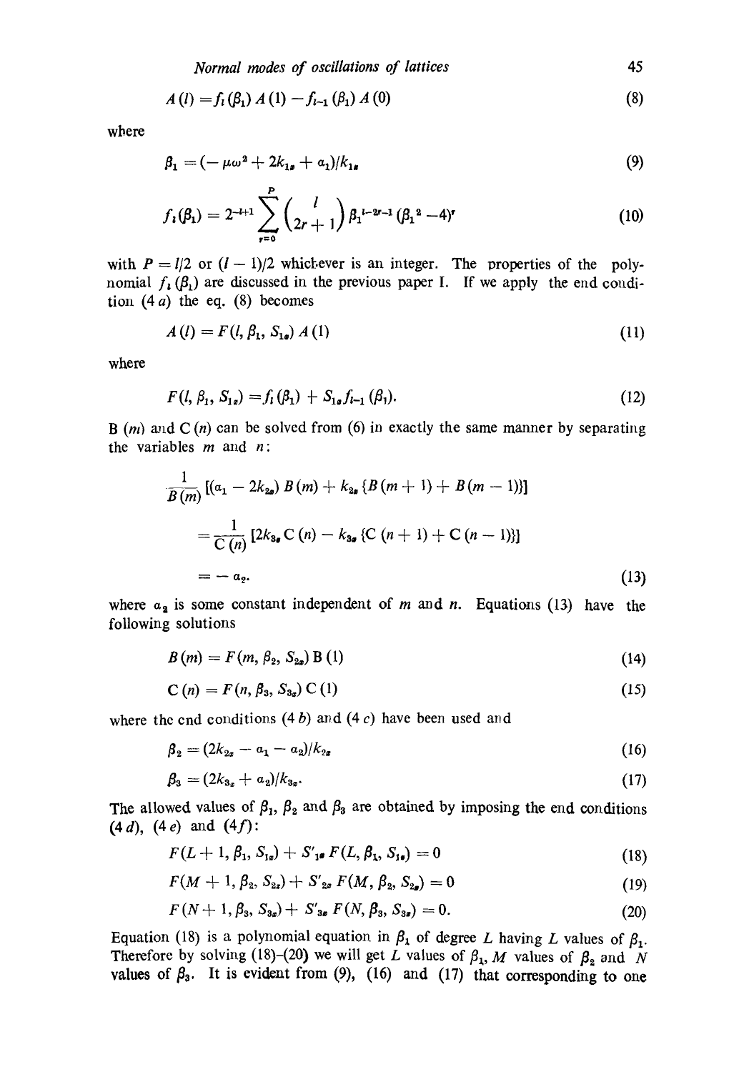$$A(l) = f_l(\beta_1) A(1) - f_{l-1}(\beta_1) A(0) \tag{8}$$

where

$$\beta_1 = (-\mu\omega^2 + 2k_{1s} + a_1)/k_{1s} \tag{9}$$

$$f_l(\beta_1) = 2^{-l+1} \sum_{r=0}^{P} \binom{l}{2r+1} \beta_1^{l-2r-1} (\beta_1^2 - 4)^r \tag{10}$$

with $P = l/2$ or $(l-1)/2$ whichever is an integer. The properties of the polynomial $f_l(\beta_1)$ are discussed in the previous paper I. If we apply the end condition (4 *a*) the eq. (8) becomes

$$A(l) = F(l, \beta_1, S_{1s}) A(1) \tag{11}$$

where

$$F(l, \beta_1, S_{1s}) = f_l(\beta_1) + S_{1s} f_{l-1}(\beta_1). \tag{12}$$

B $(m)$ and C $(n)$ can be solved from (6) in exactly the same manner by separating the variables $m$ and $n$:

$$\frac{1}{B(m)} [(a_1 - 2k_{2s}) B(m) + k_{2s} \{B(m+1) + B(m-1)\}]$$

$$= \frac{1}{C(n)} [2k_{3s} C(n) - k_{3s} \{C(n+1) + C(n-1)\}]$$

$$= -a_2. \tag{13}$$

where $a_2$ is some constant independent of $m$ and $n$. Equations (13) have the following solutions

$$B(m) = F(m, \beta_2, S_{2s}) B(1) \tag{14}$$

$$C(n) = F(n, \beta_3, S_{3s}) C(1) \tag{15}$$

where the end conditions (4 *b*) and (4 *c*) have been used and

$$\beta_2 = (2k_{2s} - a_1 - a_2)/k_{2s} \tag{16}$$

$$\beta_3 = (2k_{3s} + a_2)/k_{3s}. \tag{17}$$

The allowed values of $\beta_1$, $\beta_2$ and $\beta_3$ are obtained by imposing the end conditions (4 *d*), (4 *e*) and (4 *f*):

$$F(L+1, \beta_1, S_{1s}) + S'_{1s} F(L, \beta_1, S_{1s}) = 0 \tag{18}$$

$$F(M+1, \beta_2, S_{2s}) + S'_{2s} F(M, \beta_2, S_{2s}) = 0 \tag{19}$$

$$F(N+1, \beta_3, S_{3s}) + S'_{3s} F(N, \beta_3, S_{3s}) = 0. \tag{20}$$

Equation (18) is a polynomial equation in $\beta_1$ of degree $L$ having $L$ values of $\beta_1$. Therefore by solving (18)-(20) we will get $L$ values of $\beta_1$, $M$ values of $\beta_2$ and $N$ values of $\beta_3$. It is evident from (9), (16) and (17) that corresponding to one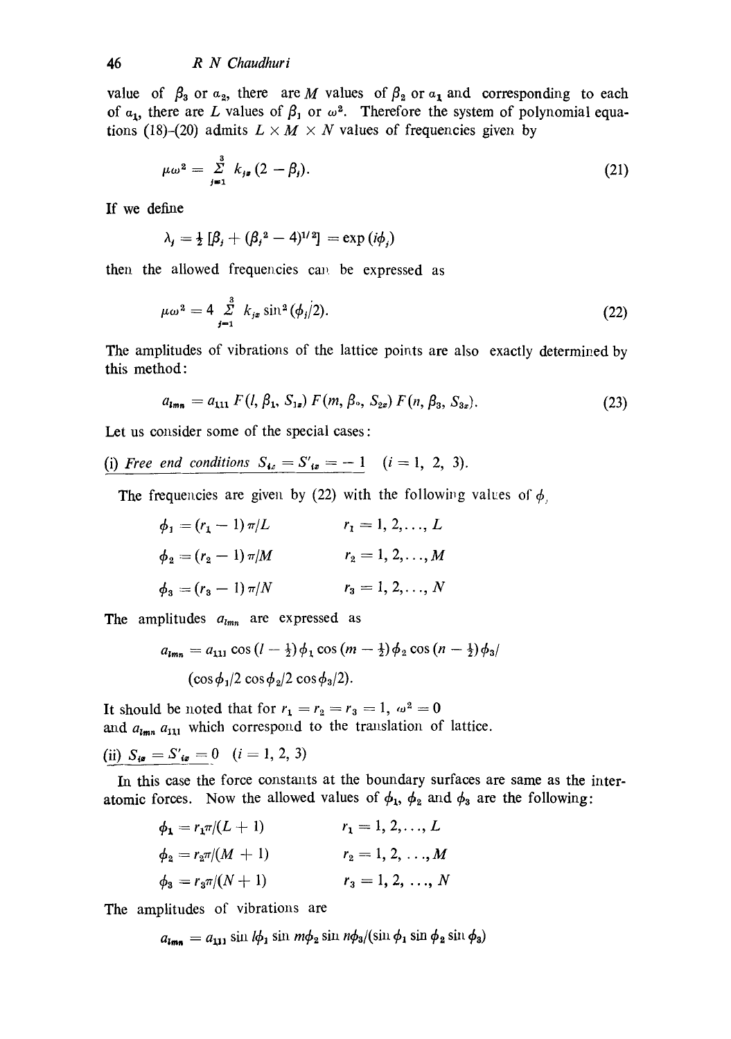value of $\beta_3$ or $a_2$, there are $M$ values of $\beta_2$ or $a_1$ and corresponding to each of $a_1$, there are $L$ values of $\beta_1$ or $\omega^2$. Therefore the system of polynomial equations (18)-(20) admits $L \times M \times N$ values of frequencies given by

$$\mu\omega^2 = \sum_{j=1}^{3} k_{jx}(2 - \beta_j). \tag{21}$$

If we define

$$\lambda_j = \tfrac{1}{2}[\beta_j + (\beta_j^2 - 4)^{1/2}] = \exp(i\phi_j)$$

then the allowed frequencies can be expressed as

$$\mu\omega^2 = 4 \sum_{j=1}^{3} k_{jx} \sin^2(\phi_j/2). \tag{22}$$

The amplitudes of vibrations of the lattice points are also exactly determined by this method:

$$a_{lmn} = a_{111}\, F(l, \beta_1, S_{1x})\, F(m, \beta_2, S_{2x})\, F(n, \beta_3, S_{3x}). \tag{23}$$

Let us consider some of the special cases:

(i) *Free end conditions* $S_{ix} = S'_{ix} = -1$ $(i = 1, 2, 3)$.

The frequencies are given by (22) with the following values of $\phi_j$

$$\phi_1 = (r_1 - 1)\pi/L \qquad r_1 = 1, 2, \ldots, L$$

$$\phi_2 = (r_2 - 1)\pi/M \qquad r_2 = 1, 2, \ldots, M$$

$$\phi_3 = (r_3 - 1)\pi/N \qquad r_3 = 1, 2, \ldots, N$$

The amplitudes $a_{lmn}$ are expressed as

$$a_{lmn} = a_{111} \cos(l - \tfrac{1}{2})\phi_1 \cos(m - \tfrac{1}{2})\phi_2 \cos(n - \tfrac{1}{2})\phi_3 / (\cos\phi_1/2 \cos\phi_2/2 \cos\phi_3/2).$$

It should be noted that for $r_1 = r_2 = r_3 = 1$, $\omega^2 = 0$ and $a_{lmn}$ $a_{111}$ which correspond to the translation of lattice.

(ii) $S_{ix} = S'_{ix} = 0$ $(i = 1, 2, 3)$

In this case the force constants at the boundary surfaces are same as the interatomic forces. Now the allowed values of $\phi_1$, $\phi_2$ and $\phi_3$ are the following:

$$\phi_1 = r_1\pi/(L + 1) \qquad r_1 = 1, 2, \ldots, L$$

$$\phi_2 = r_2\pi/(M + 1) \qquad r_2 = 1, 2, \ldots, M$$

$$\phi_3 = r_3\pi/(N + 1) \qquad r_3 = 1, 2, \ldots, N$$

The amplitudes of vibrations are

$$a_{lmn} = a_{111} \sin l\phi_1 \sin m\phi_2 \sin n\phi_3 / (\sin\phi_1 \sin\phi_2 \sin\phi_3)$$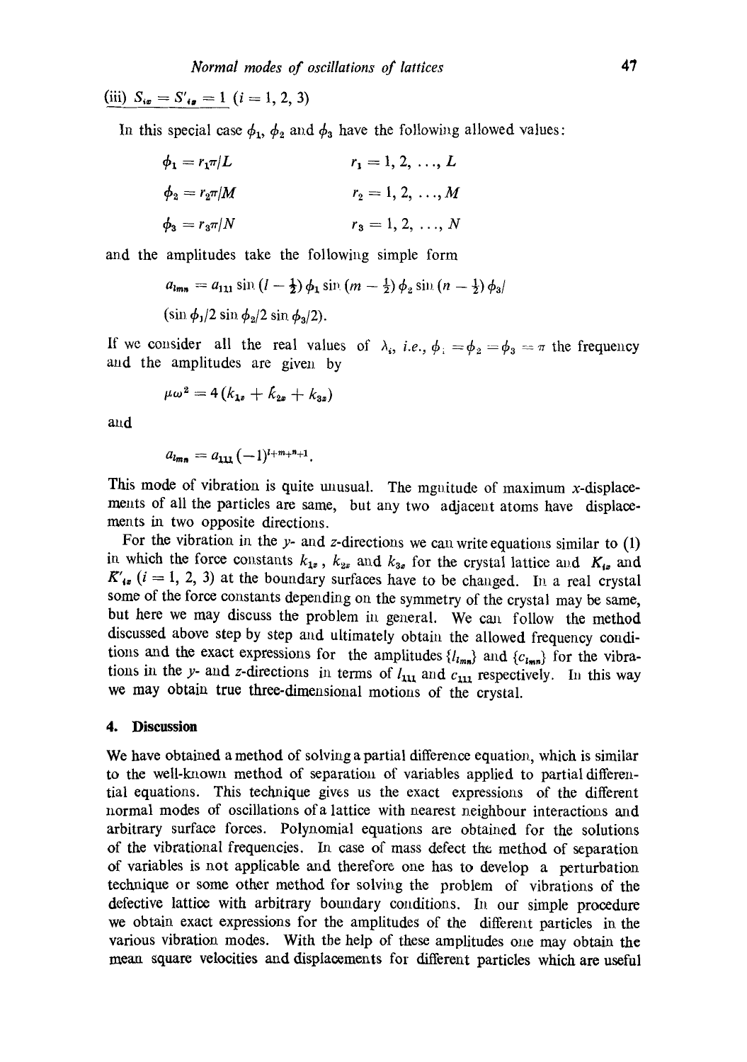(iii) $S_{ix} = S'_{ix} = 1$ $(i = 1, 2, 3)$

In this special case $\phi_1$, $\phi_2$ and $\phi_3$ have the following allowed values:

$$\phi_1 = r_1\pi/L \qquad r_1 = 1, 2, \ldots, L$$

$$\phi_2 = r_2\pi/M \qquad r_2 = 1, 2, \ldots, M$$

$$\phi_3 = r_3\pi/N \qquad r_3 = 1, 2, \ldots, N$$

and the amplitudes take the following simple form

$$a_{lmn} = a_{111} \sin (l - \tfrac{1}{2})\phi_1 \sin (m - \tfrac{1}{2})\phi_2 \sin (n - \tfrac{1}{2})\phi_3 /$$

$$(\sin \phi_1/2 \sin \phi_2/2 \sin \phi_3/2).$$

If we consider all the real values of $\lambda_i$, *i.e.*, $\phi_1 = \phi_2 = \phi_3 = \pi$ the frequency and the amplitudes are given by

$$\mu\omega^2 = 4(k_{1x} + k_{2x} + k_{3x})$$

and

$$a_{lmn} = a_{111}(-1)^{l+m+n+1}.$$

This mode of vibration is quite unusual. The mgnitude of maximum $x$-displacements of all the particles are same, but any two adjacent atoms have displacements in two opposite directions.

For the vibration in the $y$- and $z$-directions we can write equations similar to (1) in which the force constants $k_{1x}$, $k_{2x}$ and $k_{3x}$ for the crystal lattice and $K_{ix}$ and $K'_{ix}$ $(i = 1, 2, 3)$ at the boundary surfaces have to be changed. In a real crystal some of the force constants depending on the symmetry of the crystal may be same, but here we may discuss the problem in general. We can follow the method discussed above step by step and ultimately obtain the allowed frequency conditions and the exact expressions for the amplitudes $\{l_{lmn}\}$ and $\{c_{lmn}\}$ for the vibrations in the $y$- and $z$-directions in terms of $l_{111}$ and $c_{111}$ respectively. In this way we may obtain true three-dimensional motions of the crystal.

## 4. Discussion

We have obtained a method of solving a partial difference equation, which is similar to the well-known method of separation of variables applied to partial differential equations. This technique gives us the exact expressions of the different normal modes of oscillations of a lattice with nearest neighbour interactions and arbitrary surface forces. Polynomial equations are obtained for the solutions of the vibrational frequencies. In case of mass defect the method of separation of variables is not applicable and therefore one has to develop a perturbation technique or some other method for solving the problem of vibrations of the defective lattice with arbitrary boundary conditions. In our simple procedure we obtain exact expressions for the amplitudes of the different particles in the various vibration modes. With the help of these amplitudes one may obtain the mean square velocities and displacements for different particles which are useful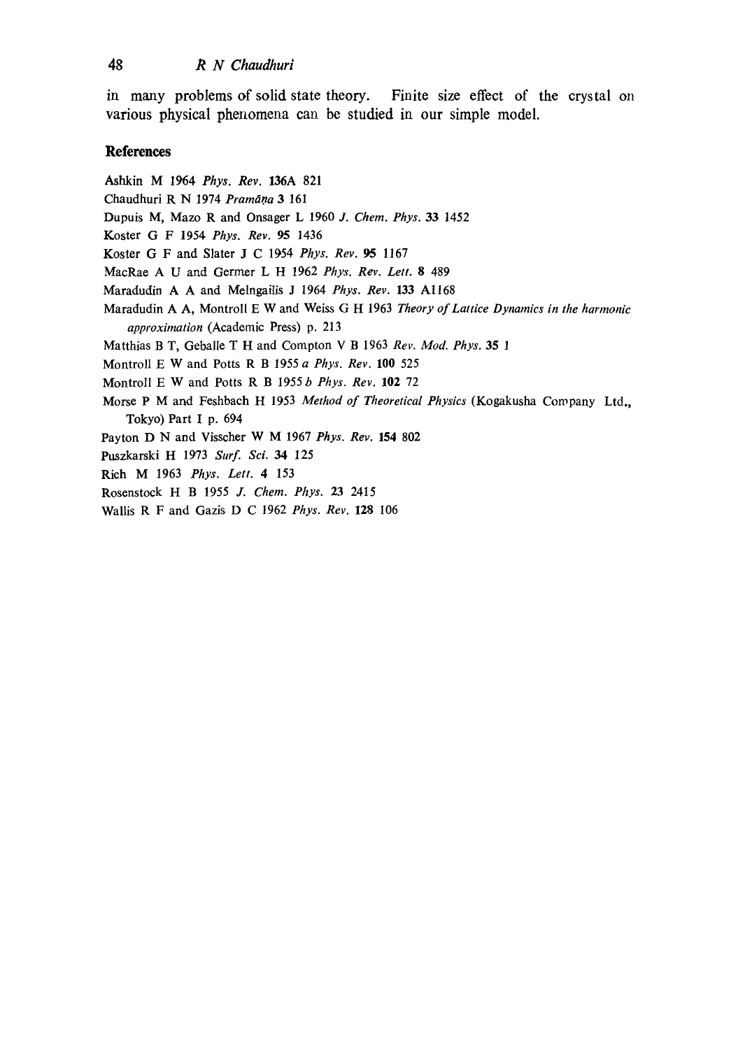in many problems of solid state theory. Finite size effect of the crystal on various physical phenomena can be studied in our simple model.

## References

Ashkin M 1964 *Phys. Rev.* **136A** 821

Chaudhuri R N 1974 *Pramāṇa* **3** 161

Dupuis M, Mazo R and Onsager L 1960 *J. Chem. Phys.* **33** 1452

Koster G F 1954 *Phys. Rev.* **95** 1436

Koster G F and Slater J C 1954 *Phys. Rev.* **95** 1167

MacRae A U and Germer L H 1962 *Phys. Rev. Lett.* **8** 489

Maradudin A A and Melngailis J 1964 *Phys. Rev.* **133** A1168

Maradudin A A, Montroll E W and Weiss G H 1963 *Theory of Lattice Dynamics in the harmonic approximation* (Academic Press) p. 213

Matthias B T, Geballe T H and Compton V B 1963 *Rev. Mod. Phys.* **35** 1

Montroll E W and Potts R B 1955 *a Phys. Rev.* **100** 525

Montroll E W and Potts R B 1955 *b Phys. Rev.* **102** 72

Morse P M and Feshbach H 1953 *Method of Theoretical Physics* (Kogakusha Company Ltd., Tokyo) Part I p. 694

Payton D N and Visscher W M 1967 *Phys. Rev.* **154** 802

Puszkarski H 1973 *Surf. Sci.* **34** 125

Rich M 1963 *Phys. Lett.* **4** 153

Rosenstock H B 1955 *J. Chem. Phys.* **23** 2415

Wallis R F and Gazis D C 1962 *Phys. Rev.* **128** 106